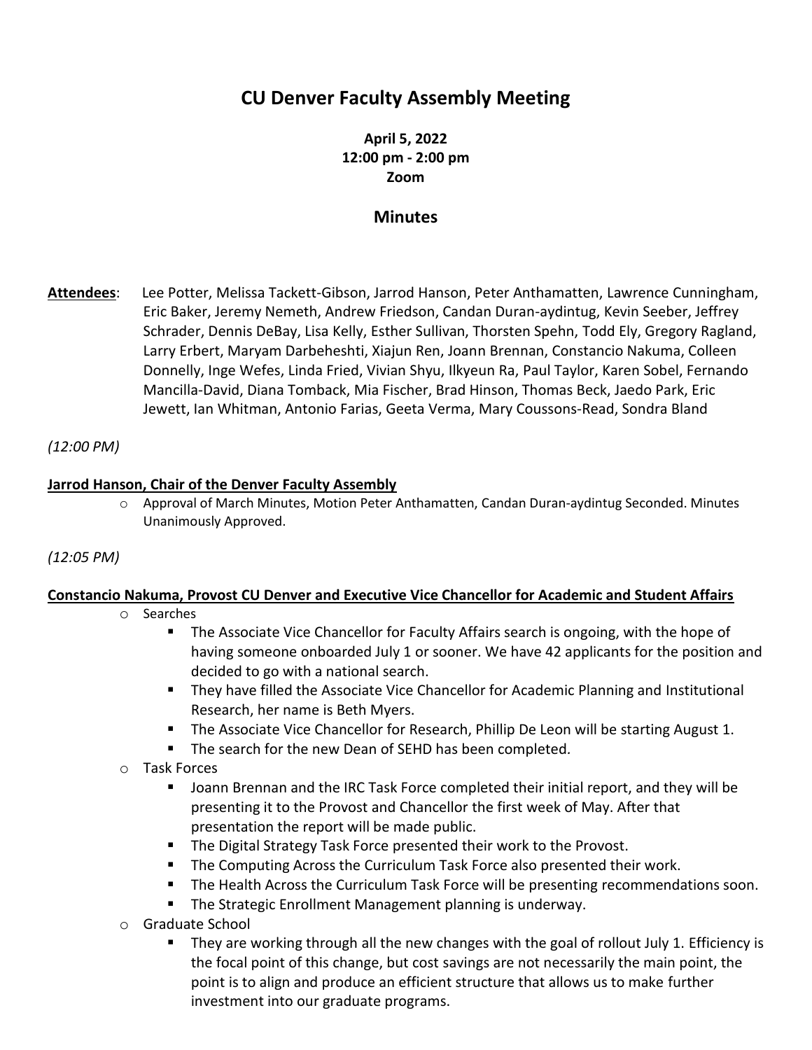# CU Denver Faculty Assembly Meeting

**April 5, 2022**
**12:00 pm - 2:00 pm**
**Zoom**

## Minutes

**Attendees**: Lee Potter, Melissa Tackett-Gibson, Jarrod Hanson, Peter Anthamatten, Lawrence Cunningham, Eric Baker, Jeremy Nemeth, Andrew Friedson, Candan Duran-aydintug, Kevin Seeber, Jeffrey Schrader, Dennis DeBay, Lisa Kelly, Esther Sullivan, Thorsten Spehn, Todd Ely, Gregory Ragland, Larry Erbert, Maryam Darbeheshti, Xiajun Ren, Joann Brennan, Constancio Nakuma, Colleen Donnelly, Inge Wefes, Linda Fried, Vivian Shyu, Ilkyeun Ra, Paul Taylor, Karen Sobel, Fernando Mancilla-David, Diana Tomback, Mia Fischer, Brad Hinson, Thomas Beck, Jaedo Park, Eric Jewett, Ian Whitman, Antonio Farias, Geeta Verma, Mary Coussons-Read, Sondra Bland

*(12:00 PM)*

**Jarrod Hanson, Chair of the Denver Faculty Assembly**

- Approval of March Minutes, Motion Peter Anthamatten, Candan Duran-aydintug Seconded. Minutes Unanimously Approved.

*(12:05 PM)*

**Constancio Nakuma, Provost CU Denver and Executive Vice Chancellor for Academic and Student Affairs**

- Searches
  - The Associate Vice Chancellor for Faculty Affairs search is ongoing, with the hope of having someone onboarded July 1 or sooner. We have 42 applicants for the position and decided to go with a national search.
  - They have filled the Associate Vice Chancellor for Academic Planning and Institutional Research, her name is Beth Myers.
  - The Associate Vice Chancellor for Research, Phillip De Leon will be starting August 1.
  - The search for the new Dean of SEHD has been completed.
- Task Forces
  - Joann Brennan and the IRC Task Force completed their initial report, and they will be presenting it to the Provost and Chancellor the first week of May. After that presentation the report will be made public.
  - The Digital Strategy Task Force presented their work to the Provost.
  - The Computing Across the Curriculum Task Force also presented their work.
  - The Health Across the Curriculum Task Force will be presenting recommendations soon.
  - The Strategic Enrollment Management planning is underway.
- Graduate School
  - They are working through all the new changes with the goal of rollout July 1. Efficiency is the focal point of this change, but cost savings are not necessarily the main point, the point is to align and produce an efficient structure that allows us to make further investment into our graduate programs.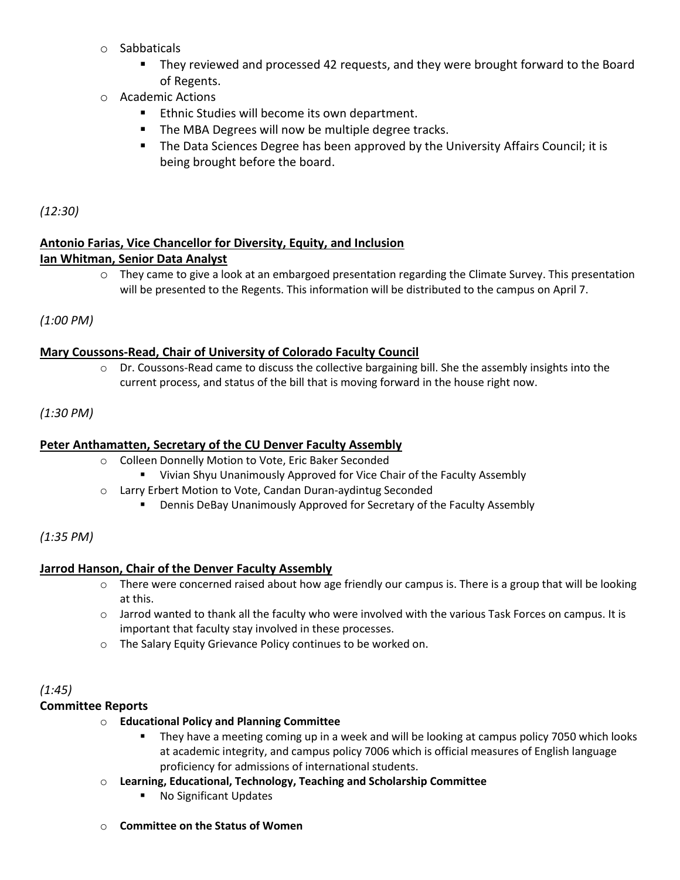- Sabbaticals
  - They reviewed and processed 42 requests, and they were brought forward to the Board of Regents.
- Academic Actions
  - Ethnic Studies will become its own department.
  - The MBA Degrees will now be multiple degree tracks.
  - The Data Sciences Degree has been approved by the University Affairs Council; it is being brought before the board.

*(12:30)*

**Antonio Farias, Vice Chancellor for Diversity, Equity, and Inclusion**
**Ian Whitman, Senior Data Analyst**

- They came to give a look at an embargoed presentation regarding the Climate Survey. This presentation will be presented to the Regents. This information will be distributed to the campus on April 7.

*(1:00 PM)*

**Mary Coussons-Read, Chair of University of Colorado Faculty Council**

- Dr. Coussons-Read came to discuss the collective bargaining bill. She the assembly insights into the current process, and status of the bill that is moving forward in the house right now.

*(1:30 PM)*

**Peter Anthamatten, Secretary of the CU Denver Faculty Assembly**

- Colleen Donnelly Motion to Vote, Eric Baker Seconded
  - Vivian Shyu Unanimously Approved for Vice Chair of the Faculty Assembly
- Larry Erbert Motion to Vote, Candan Duran-aydintug Seconded
  - Dennis DeBay Unanimously Approved for Secretary of the Faculty Assembly

*(1:35 PM)*

**Jarrod Hanson, Chair of the Denver Faculty Assembly**

- There were concerned raised about how age friendly our campus is. There is a group that will be looking at this.
- Jarrod wanted to thank all the faculty who were involved with the various Task Forces on campus. It is important that faculty stay involved in these processes.
- The Salary Equity Grievance Policy continues to be worked on.

*(1:45)*

**Committee Reports**

- **Educational Policy and Planning Committee**
  - They have a meeting coming up in a week and will be looking at campus policy 7050 which looks at academic integrity, and campus policy 7006 which is official measures of English language proficiency for admissions of international students.
- **Learning, Educational, Technology, Teaching and Scholarship Committee**
  - No Significant Updates
- **Committee on the Status of Women**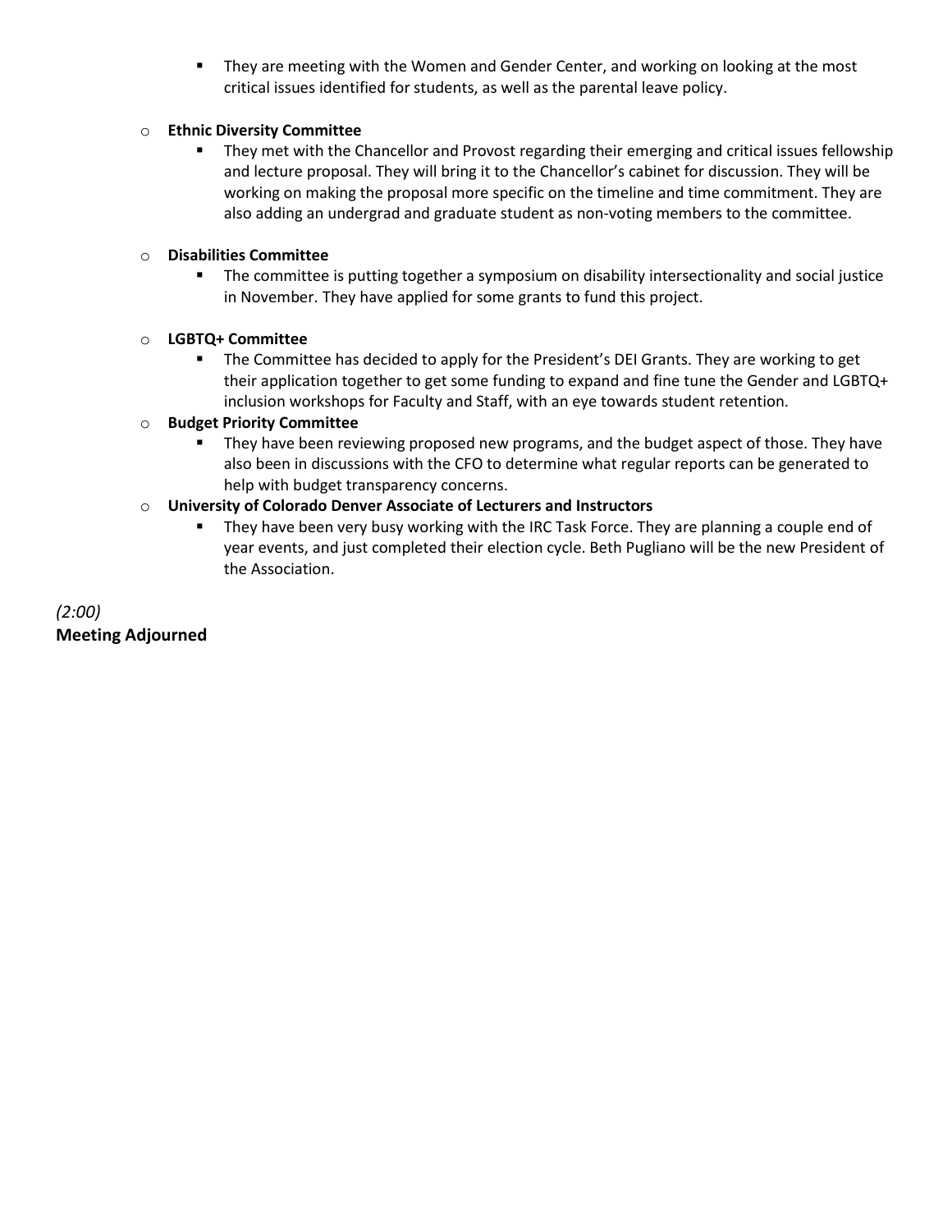- They are meeting with the Women and Gender Center, and working on looking at the most critical issues identified for students, as well as the parental leave policy.

- **Ethnic Diversity Committee**
    - They met with the Chancellor and Provost regarding their emerging and critical issues fellowship and lecture proposal. They will bring it to the Chancellor's cabinet for discussion. They will be working on making the proposal more specific on the timeline and time commitment. They are also adding an undergrad and graduate student as non-voting members to the committee.

- **Disabilities Committee**
    - The committee is putting together a symposium on disability intersectionality and social justice in November. They have applied for some grants to fund this project.

- **LGBTQ+ Committee**
    - The Committee has decided to apply for the President's DEI Grants. They are working to get their application together to get some funding to expand and fine tune the Gender and LGBTQ+ inclusion workshops for Faculty and Staff, with an eye towards student retention.
- **Budget Priority Committee**
    - They have been reviewing proposed new programs, and the budget aspect of those. They have also been in discussions with the CFO to determine what regular reports can be generated to help with budget transparency concerns.
- **University of Colorado Denver Associate of Lecturers and Instructors**
    - They have been very busy working with the IRC Task Force. They are planning a couple end of year events, and just completed their election cycle. Beth Pugliano will be the new President of the Association.

*(2:00)*
**Meeting Adjourned**